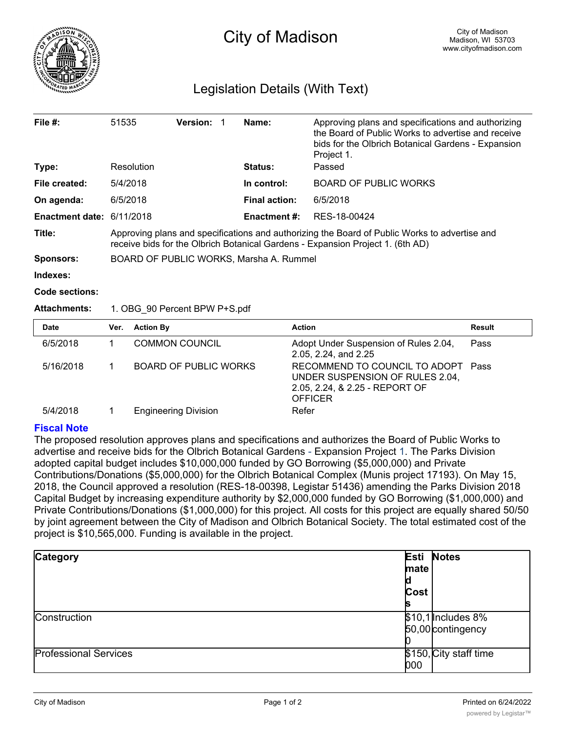# City of Madison

City of Madison
Madison, WI 53703
www.cityofmadison.com

## Legislation Details (With Text)

| | | | |
|---|---|---|---|
| **File #:** | 51535 **Version:** 1 | **Name:** | Approving plans and specifications and authorizing the Board of Public Works to advertise and receive bids for the Olbrich Botanical Gardens - Expansion Project 1. |
| **Type:** | Resolution | **Status:** | Passed |
| **File created:** | 5/4/2018 | **In control:** | BOARD OF PUBLIC WORKS |
| **On agenda:** | 6/5/2018 | **Final action:** | 6/5/2018 |
| **Enactment date:** | 6/11/2018 | **Enactment #:** | RES-18-00424 |

**Title:** Approving plans and specifications and authorizing the Board of Public Works to advertise and receive bids for the Olbrich Botanical Gardens - Expansion Project 1. (6th AD)

**Sponsors:** BOARD OF PUBLIC WORKS, Marsha A. Rummel

**Indexes:**

**Code sections:**

**Attachments:** 1. OBG_90 Percent BPW P+S.pdf

| Date | Ver. | Action By | Action | Result |
|---|---|---|---|---|
| 6/5/2018 | 1 | COMMON COUNCIL | Adopt Under Suspension of Rules 2.04, 2.05, 2.24, and 2.25 | Pass |
| 5/16/2018 | 1 | BOARD OF PUBLIC WORKS | RECOMMEND TO COUNCIL TO ADOPT UNDER SUSPENSION OF RULES 2.04, 2.05, 2.24, & 2.25 - REPORT OF OFFICER | Pass |
| 5/4/2018 | 1 | Engineering Division | Refer | |

### Fiscal Note

The proposed resolution approves plans and specifications and authorizes the Board of Public Works to advertise and receive bids for the Olbrich Botanical Gardens - Expansion Project 1. The Parks Division adopted capital budget includes $10,000,000 funded by GO Borrowing ($5,000,000) and Private Contributions/Donations ($5,000,000) for the Olbrich Botanical Complex (Munis project 17193). On May 15, 2018, the Council approved a resolution (RES-18-00398, Legistar 51436) amending the Parks Division 2018 Capital Budget by increasing expenditure authority by $2,000,000 funded by GO Borrowing ($1,000,000) and Private Contributions/Donations ($1,000,000) for this project. All costs for this project are equally shared 50/50 by joint agreement between the City of Madison and Olbrich Botanical Society. The total estimated cost of the project is $10,565,000. Funding is available in the project.

| Category | Estimated Costs | Notes |
|---|---|---|
| Construction | $10,150,000 | Includes 8% contingency |
| Professional Services | $150,000 | City staff time |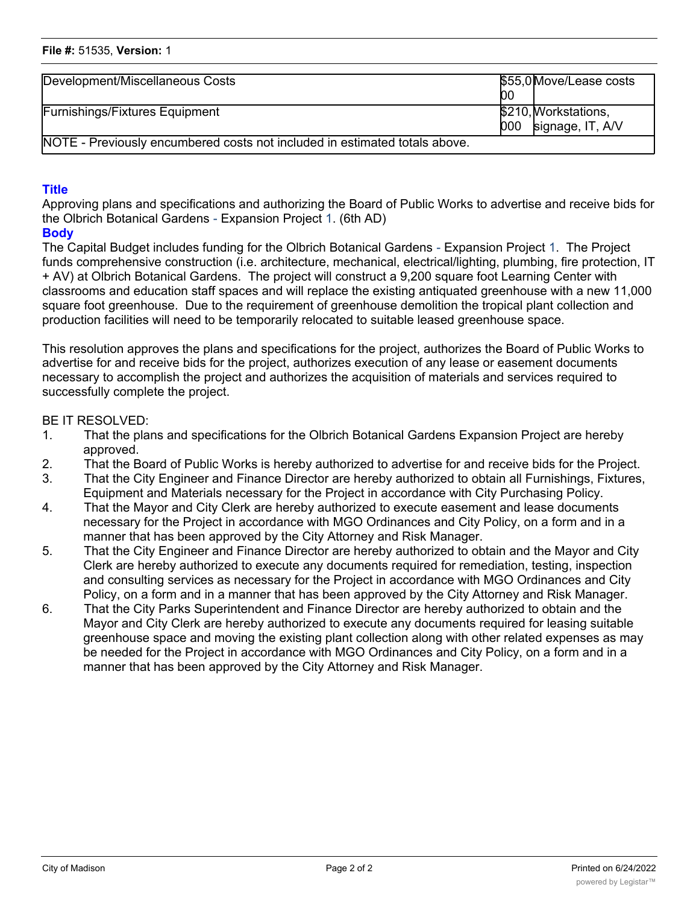| | | |
|---|---|---|
| Development/Miscellaneous Costs | $55,000 | Move/Lease costs |
| Furnishings/Fixtures Equipment | $210,000 | Workstations, signage, IT, A/V |
| NOTE - Previously encumbered costs not included in estimated totals above. | | |

### Title

Approving plans and specifications and authorizing the Board of Public Works to advertise and receive bids for the Olbrich Botanical Gardens - Expansion Project 1. (6th AD)

### Body

The Capital Budget includes funding for the Olbrich Botanical Gardens - Expansion Project 1. The Project funds comprehensive construction (i.e. architecture, mechanical, electrical/lighting, plumbing, fire protection, IT + AV) at Olbrich Botanical Gardens. The project will construct a 9,200 square foot Learning Center with classrooms and education staff spaces and will replace the existing antiquated greenhouse with a new 11,000 square foot greenhouse. Due to the requirement of greenhouse demolition the tropical plant collection and production facilities will need to be temporarily relocated to suitable leased greenhouse space.

This resolution approves the plans and specifications for the project, authorizes the Board of Public Works to advertise for and receive bids for the project, authorizes execution of any lease or easement documents necessary to accomplish the project and authorizes the acquisition of materials and services required to successfully complete the project.

BE IT RESOLVED:

1. That the plans and specifications for the Olbrich Botanical Gardens Expansion Project are hereby approved.
2. That the Board of Public Works is hereby authorized to advertise for and receive bids for the Project.
3. That the City Engineer and Finance Director are hereby authorized to obtain all Furnishings, Fixtures, Equipment and Materials necessary for the Project in accordance with City Purchasing Policy.
4. That the Mayor and City Clerk are hereby authorized to execute easement and lease documents necessary for the Project in accordance with MGO Ordinances and City Policy, on a form and in a manner that has been approved by the City Attorney and Risk Manager.
5. That the City Engineer and Finance Director are hereby authorized to obtain and the Mayor and City Clerk are hereby authorized to execute any documents required for remediation, testing, inspection and consulting services as necessary for the Project in accordance with MGO Ordinances and City Policy, on a form and in a manner that has been approved by the City Attorney and Risk Manager.
6. That the City Parks Superintendent and Finance Director are hereby authorized to obtain and the Mayor and City Clerk are hereby authorized to execute any documents required for leasing suitable greenhouse space and moving the existing plant collection along with other related expenses as may be needed for the Project in accordance with MGO Ordinances and City Policy, on a form and in a manner that has been approved by the City Attorney and Risk Manager.